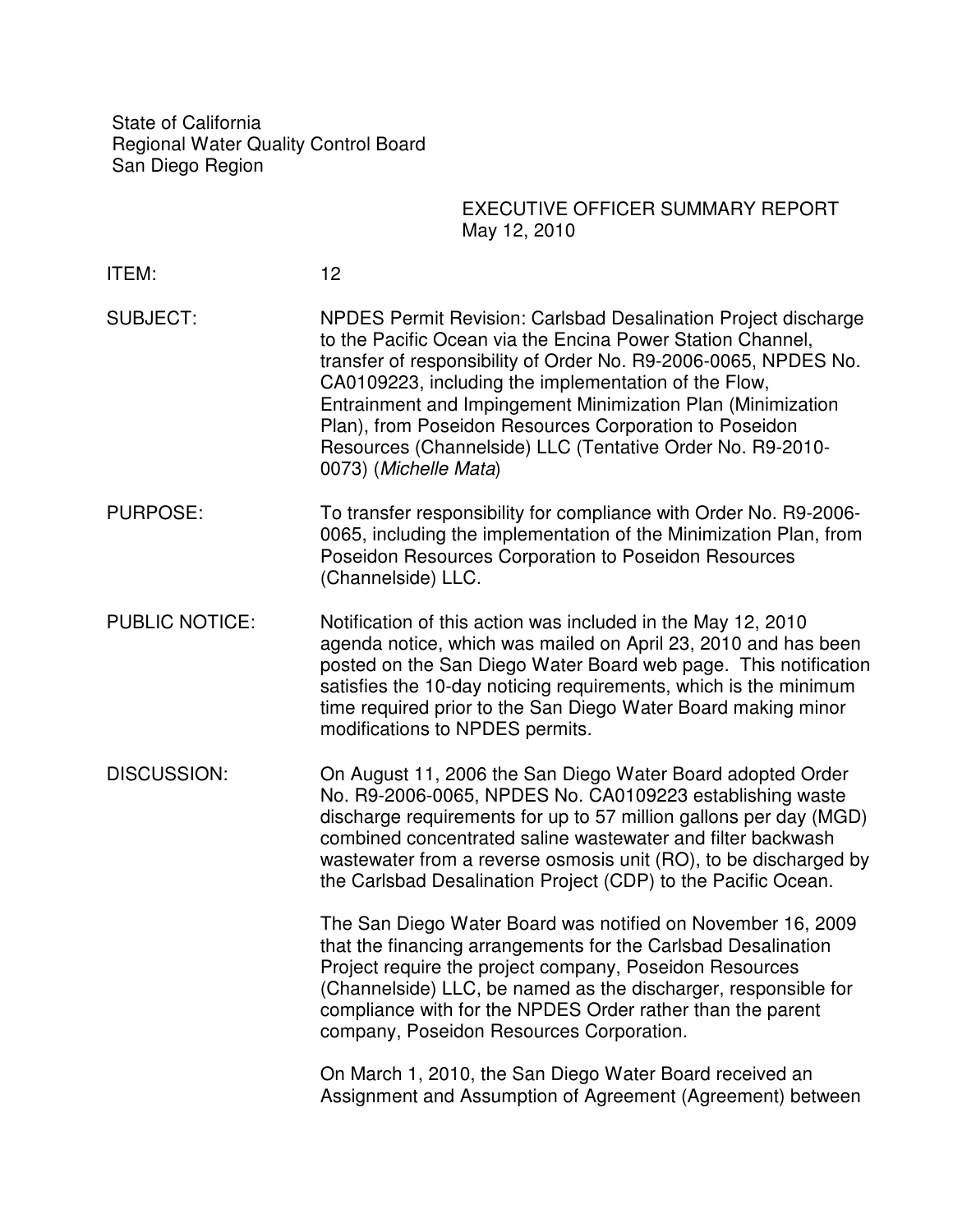State of California
Regional Water Quality Control Board
San Diego Region

EXECUTIVE OFFICER SUMMARY REPORT
May 12, 2010

**ITEM:** 12

**SUBJECT:** NPDES Permit Revision: Carlsbad Desalination Project discharge to the Pacific Ocean via the Encina Power Station Channel, transfer of responsibility of Order No. R9-2006-0065, NPDES No. CA0109223, including the implementation of the Flow, Entrainment and Impingement Minimization Plan (Minimization Plan), from Poseidon Resources Corporation to Poseidon Resources (Channelside) LLC (Tentative Order No. R9-2010-0073) (*Michelle Mata*)

**PURPOSE:** To transfer responsibility for compliance with Order No. R9-2006-0065, including the implementation of the Minimization Plan, from Poseidon Resources Corporation to Poseidon Resources (Channelside) LLC.

**PUBLIC NOTICE:** Notification of this action was included in the May 12, 2010 agenda notice, which was mailed on April 23, 2010 and has been posted on the San Diego Water Board web page. This notification satisfies the 10-day noticing requirements, which is the minimum time required prior to the San Diego Water Board making minor modifications to NPDES permits.

**DISCUSSION:** On August 11, 2006 the San Diego Water Board adopted Order No. R9-2006-0065, NPDES No. CA0109223 establishing waste discharge requirements for up to 57 million gallons per day (MGD) combined concentrated saline wastewater and filter backwash wastewater from a reverse osmosis unit (RO), to be discharged by the Carlsbad Desalination Project (CDP) to the Pacific Ocean.

The San Diego Water Board was notified on November 16, 2009 that the financing arrangements for the Carlsbad Desalination Project require the project company, Poseidon Resources (Channelside) LLC, be named as the discharger, responsible for compliance with for the NPDES Order rather than the parent company, Poseidon Resources Corporation.

On March 1, 2010, the San Diego Water Board received an Assignment and Assumption of Agreement (Agreement) between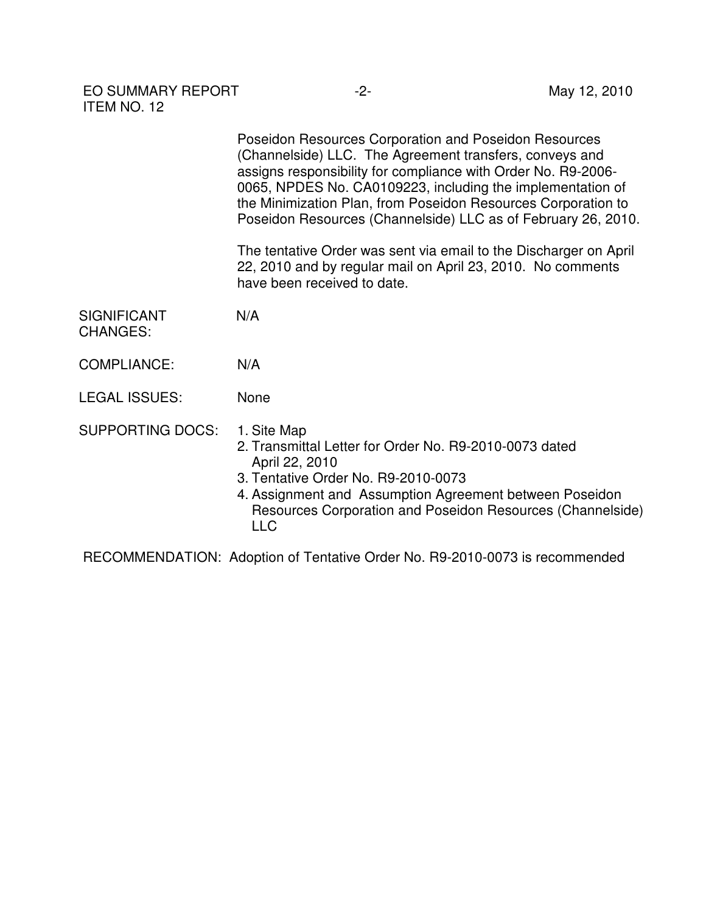Poseidon Resources Corporation and Poseidon Resources (Channelside) LLC. The Agreement transfers, conveys and assigns responsibility for compliance with Order No. R9-2006-0065, NPDES No. CA0109223, including the implementation of the Minimization Plan, from Poseidon Resources Corporation to Poseidon Resources (Channelside) LLC as of February 26, 2010.

The tentative Order was sent via email to the Discharger on April 22, 2010 and by regular mail on April 23, 2010. No comments have been received to date.

SIGNIFICANT CHANGES: N/A

COMPLIANCE: N/A

LEGAL ISSUES: None

SUPPORTING DOCS:

1. Site Map
2. Transmittal Letter for Order No. R9-2010-0073 dated April 22, 2010
3. Tentative Order No. R9-2010-0073
4. Assignment and Assumption Agreement between Poseidon Resources Corporation and Poseidon Resources (Channelside) LLC

RECOMMENDATION: Adoption of Tentative Order No. R9-2010-0073 is recommended